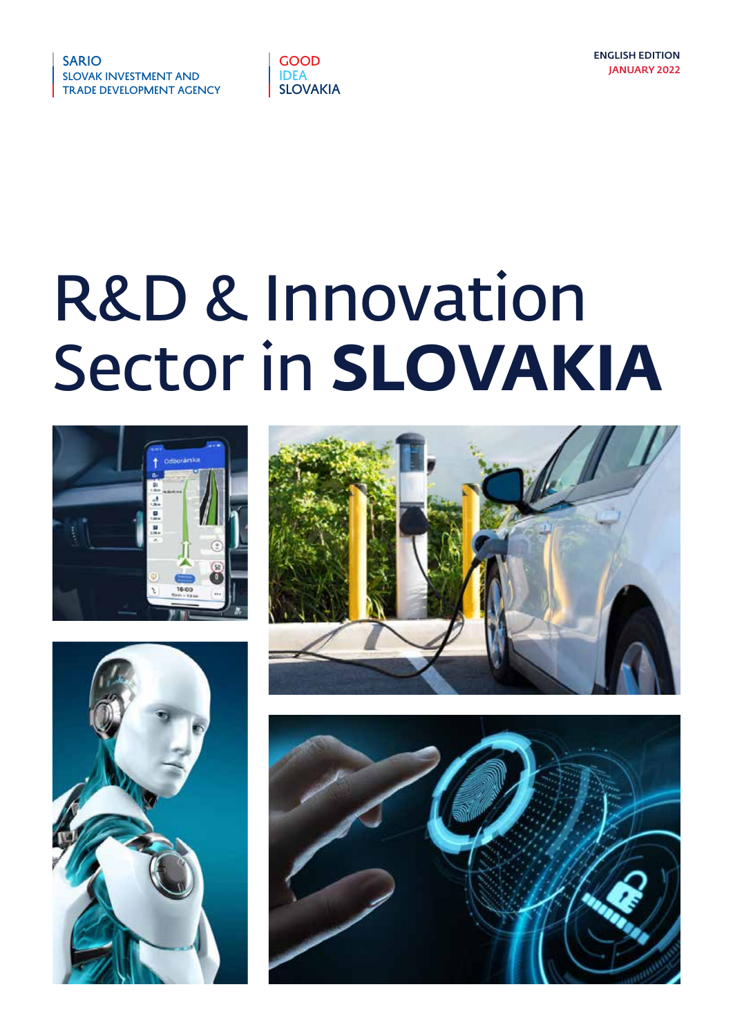SARIO
SLOVAK INVESTMENT AND
TRADE DEVELOPMENT AGENCY

GOOD
IDEA
SLOVAKIA

ENGLISH EDITION
JANUARY 2022

# R&D & Innovation Sector in **SLOVAKIA**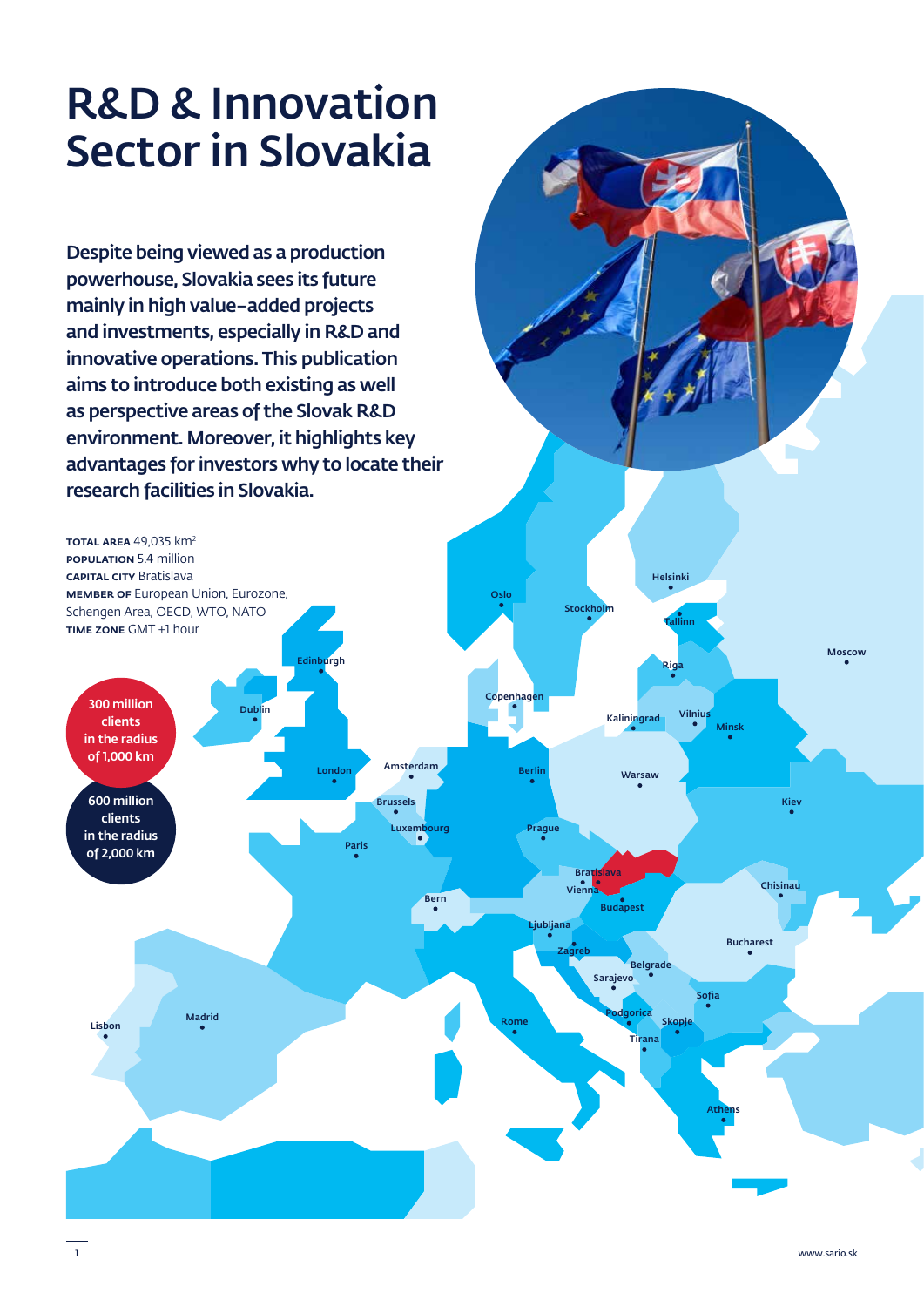# R&D & Innovation Sector in Slovakia

**Despite being viewed as a production powerhouse, Slovakia sees its future mainly in high value–added projects and investments, especially in R&D and innovative operations. This publication aims to introduce both existing as well as perspective areas of the Slovak R&D environment. Moreover, it highlights key advantages for investors why to locate their research facilities in Slovakia.**

**TOTAL AREA** 49,035 km$^2$
**POPULATION** 5.4 million
**CAPITAL CITY** Bratislava
**MEMBER OF** European Union, Eurozone, Schengen Area, OECD, WTO, NATO
**TIME ZONE** GMT +1 hour

**300 million clients in the radius of 1,000 km**

**600 million clients in the radius of 2,000 km**

www.sario.sk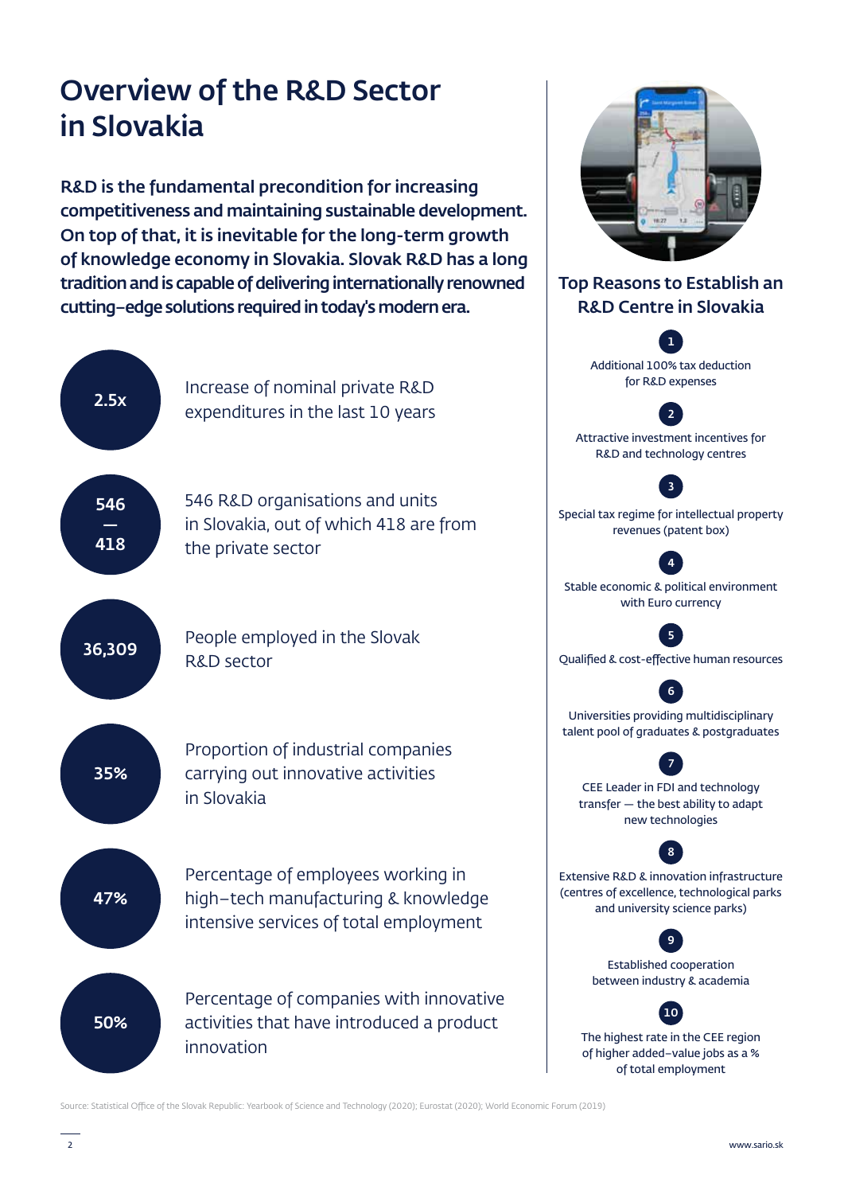# Overview of the R&D Sector in Slovakia

**R&D is the fundamental precondition for increasing competitiveness and maintaining sustainable development. On top of that, it is inevitable for the long-term growth of knowledge economy in Slovakia. Slovak R&D has a long tradition and is capable of delivering internationally renowned cutting-edge solutions required in today's modern era.**

**2.5x** — Increase of nominal private R&D expenditures in the last 10 years

**546 — 418** — 546 R&D organisations and units in Slovakia, out of which 418 are from the private sector

**36,309** — People employed in the Slovak R&D sector

**35%** — Proportion of industrial companies carrying out innovative activities in Slovakia

**47%** — Percentage of employees working in high-tech manufacturing & knowledge intensive services of total employment

**50%** — Percentage of companies with innovative activities that have introduced a product innovation

## Top Reasons to Establish an R&D Centre in Slovakia

1. Additional 100% tax deduction for R&D expenses
2. Attractive investment incentives for R&D and technology centres
3. Special tax regime for intellectual property revenues (patent box)
4. Stable economic & political environment with Euro currency
5. Qualified & cost-effective human resources
6. Universities providing multidisciplinary talent pool of graduates & postgraduates
7. CEE Leader in FDI and technology transfer — the best ability to adapt new technologies
8. Extensive R&D & innovation infrastructure (centres of excellence, technological parks and university science parks)
9. Established cooperation between industry & academia
10. The highest rate in the CEE region of higher added-value jobs as a % of total employment

Source: Statistical Office of the Slovak Republic: Yearbook of Science and Technology (2020); Eurostat (2020); World Economic Forum (2019)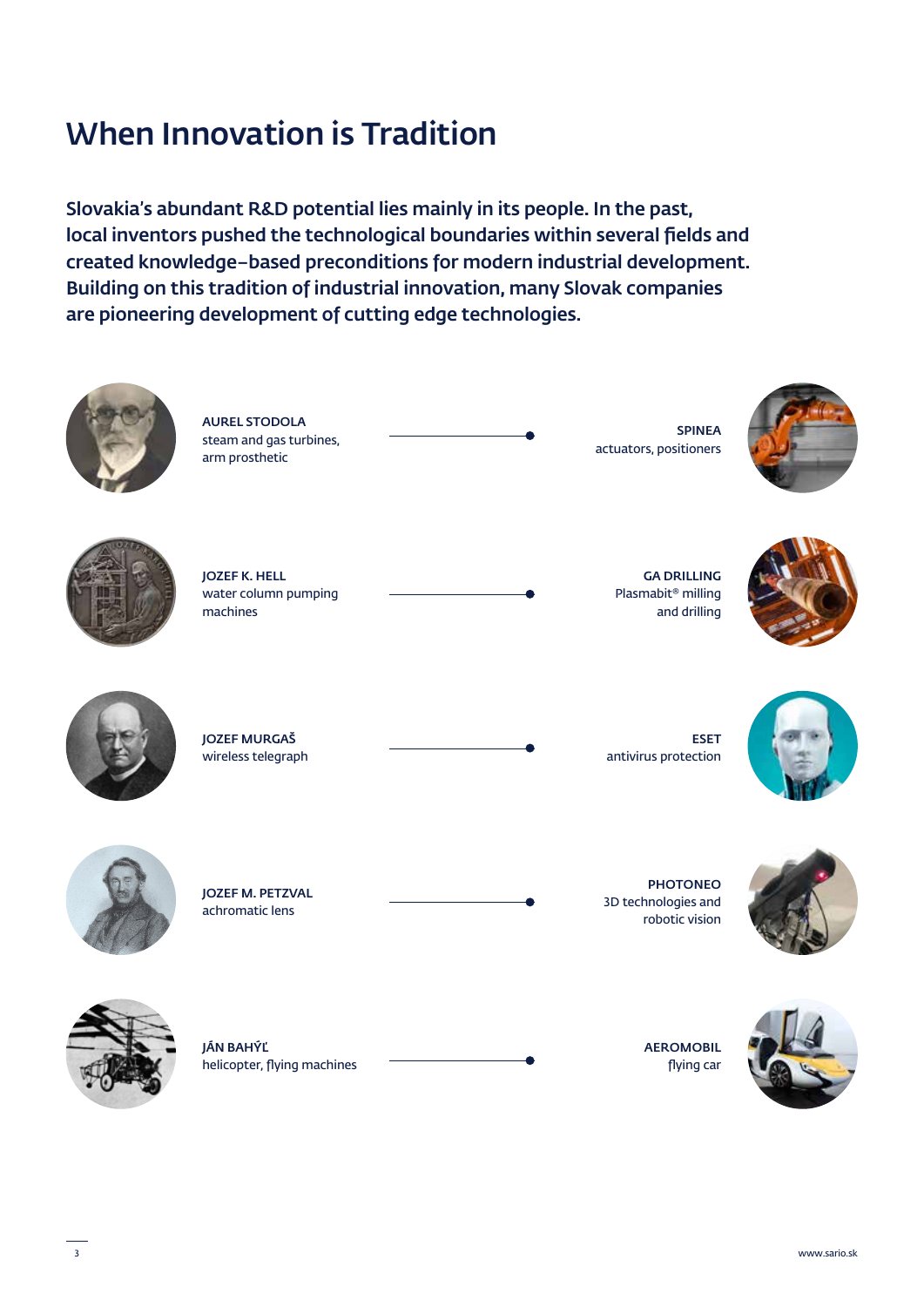# When Innovation is Tradition

**Slovakia's abundant R&D potential lies mainly in its people. In the past, local inventors pushed the technological boundaries within several fields and created knowledge–based preconditions for modern industrial development. Building on this tradition of industrial innovation, many Slovak companies are pioneering development of cutting edge technologies.**

| Inventor | Company |
| --- | --- |
| **AUREL STODOLA** steam and gas turbines, arm prosthetic | **SPINEA** actuators, positioners |
| **JOZEF K. HELL** water column pumping machines | **GA DRILLING** Plasmabit® milling and drilling |
| **JOZEF MURGAŠ** wireless telegraph | **ESET** antivirus protection |
| **JOZEF M. PETZVAL** achromatic lens | **PHOTONEO** 3D technologies and robotic vision |
| **JÁN BAHÝĽ** helicopter, flying machines | **AEROMOBIL** flying car |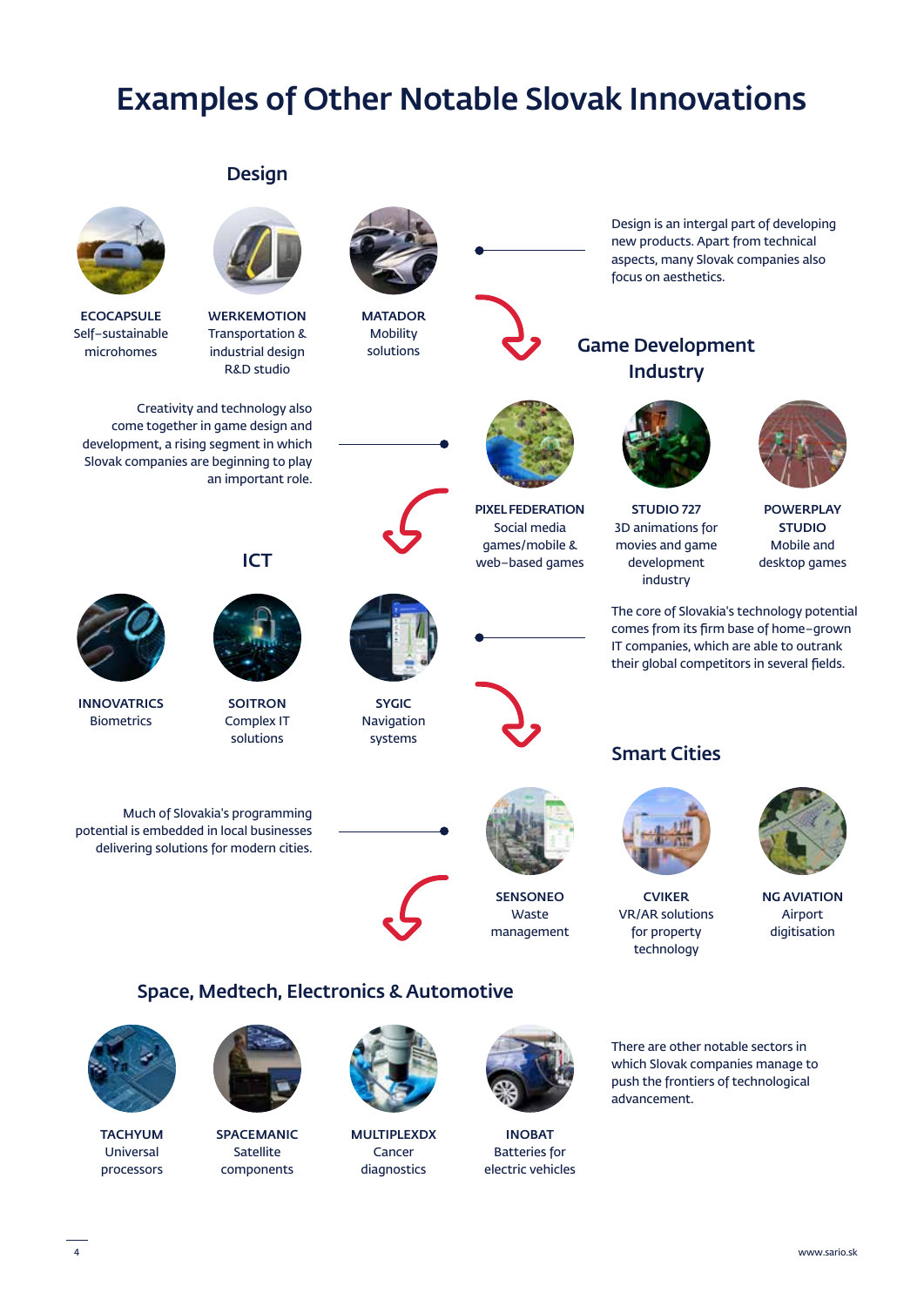# Examples of Other Notable Slovak Innovations

## Design

**ECOCAPSULE**
Self-sustainable microhomes

**WERKEMOTION**
Transportation & industrial design R&D studio

**MATADOR**
Mobility solutions

Design is an intergal part of developing new products. Apart from technical aspects, many Slovak companies also focus on aesthetics.

## Game Development Industry

Creativity and technology also come together in game design and development, a rising segment in which Slovak companies are beginning to play an important role.

**PIXEL FEDERATION**
Social media games/mobile & web-based games

**STUDIO 727**
3D animations for movies and game development industry

**POWERPLAY STUDIO**
Mobile and desktop games

## ICT

**INNOVATRICS**
Biometrics

**SOITRON**
Complex IT solutions

**SYGIC**
Navigation systems

The core of Slovakia's technology potential comes from its firm base of home-grown IT companies, which are able to outrank their global competitors in several fields.

## Smart Cities

Much of Slovakia's programming potential is embedded in local businesses delivering solutions for modern cities.

**SENSONEO**
Waste management

**CVIKER**
VR/AR solutions for property technology

**NG AVIATION**
Airport digitisation

## Space, Medtech, Electronics & Automotive

**TACHYUM**
Universal processors

**SPACEMANIC**
Satellite components

**MULTIPLEXDX**
Cancer diagnostics

**INOBAT**
Batteries for electric vehicles

There are other notable sectors in which Slovak companies manage to push the frontiers of technological advancement.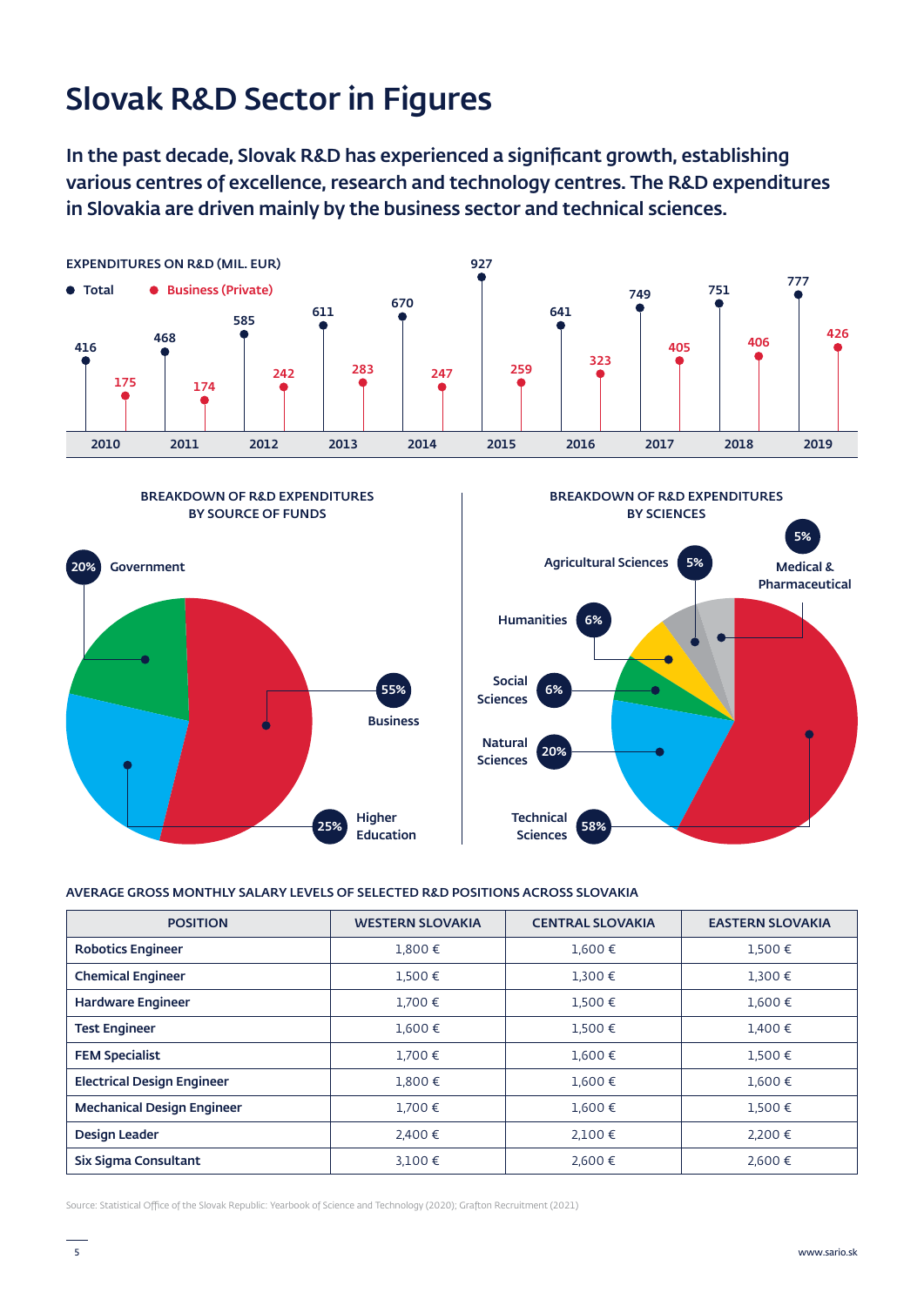# Slovak R&D Sector in Figures

**In the past decade, Slovak R&D has experienced a significant growth, establishing various centres of excellence, research and technology centres. The R&D expenditures in Slovakia are driven mainly by the business sector and technical sciences.**

**EXPENDITURES ON R&D (MIL. EUR)**

| Year | Total | Business (Private) |
|---|---|---|
| 2010 | 416 | 175 |
| 2011 | 468 | 174 |
| 2012 | 585 | 242 |
| 2013 | 611 | 283 |
| 2014 | 670 | 247 |
| 2015 | 927 | 259 |
| 2016 | 641 | 323 |
| 2017 | 749 | 405 |
| 2018 | 751 | 406 |
| 2019 | 777 | 426 |

**BREAKDOWN OF R&D EXPENDITURES BY SOURCE OF FUNDS**

| Source | Share |
|---|---|
| Government | 20% |
| Business | 55% |
| Higher Education | 25% |

**BREAKDOWN OF R&D EXPENDITURES BY SCIENCES**

| Science | Share |
|---|---|
| Agricultural Sciences | 5% |
| Medical & Pharmaceutical | 5% |
| Humanities | 6% |
| Social Sciences | 6% |
| Natural Sciences | 20% |
| Technical Sciences | 58% |

**AVERAGE GROSS MONTHLY SALARY LEVELS OF SELECTED R&D POSITIONS ACROSS SLOVAKIA**

| POSITION | WESTERN SLOVAKIA | CENTRAL SLOVAKIA | EASTERN SLOVAKIA |
|---|---|---|---|
| Robotics Engineer | 1,800 € | 1,600 € | 1,500 € |
| Chemical Engineer | 1,500 € | 1,300 € | 1,300 € |
| Hardware Engineer | 1,700 € | 1,500 € | 1,600 € |
| Test Engineer | 1,600 € | 1,500 € | 1,400 € |
| FEM Specialist | 1,700 € | 1,600 € | 1,500 € |
| Electrical Design Engineer | 1,800 € | 1,600 € | 1,600 € |
| Mechanical Design Engineer | 1,700 € | 1,600 € | 1,500 € |
| Design Leader | 2,400 € | 2,100 € | 2,200 € |
| Six Sigma Consultant | 3,100 € | 2,600 € | 2,600 € |

Source: Statistical Office of the Slovak Republic: Yearbook of Science and Technology (2020); Grafton Recruitment (2021)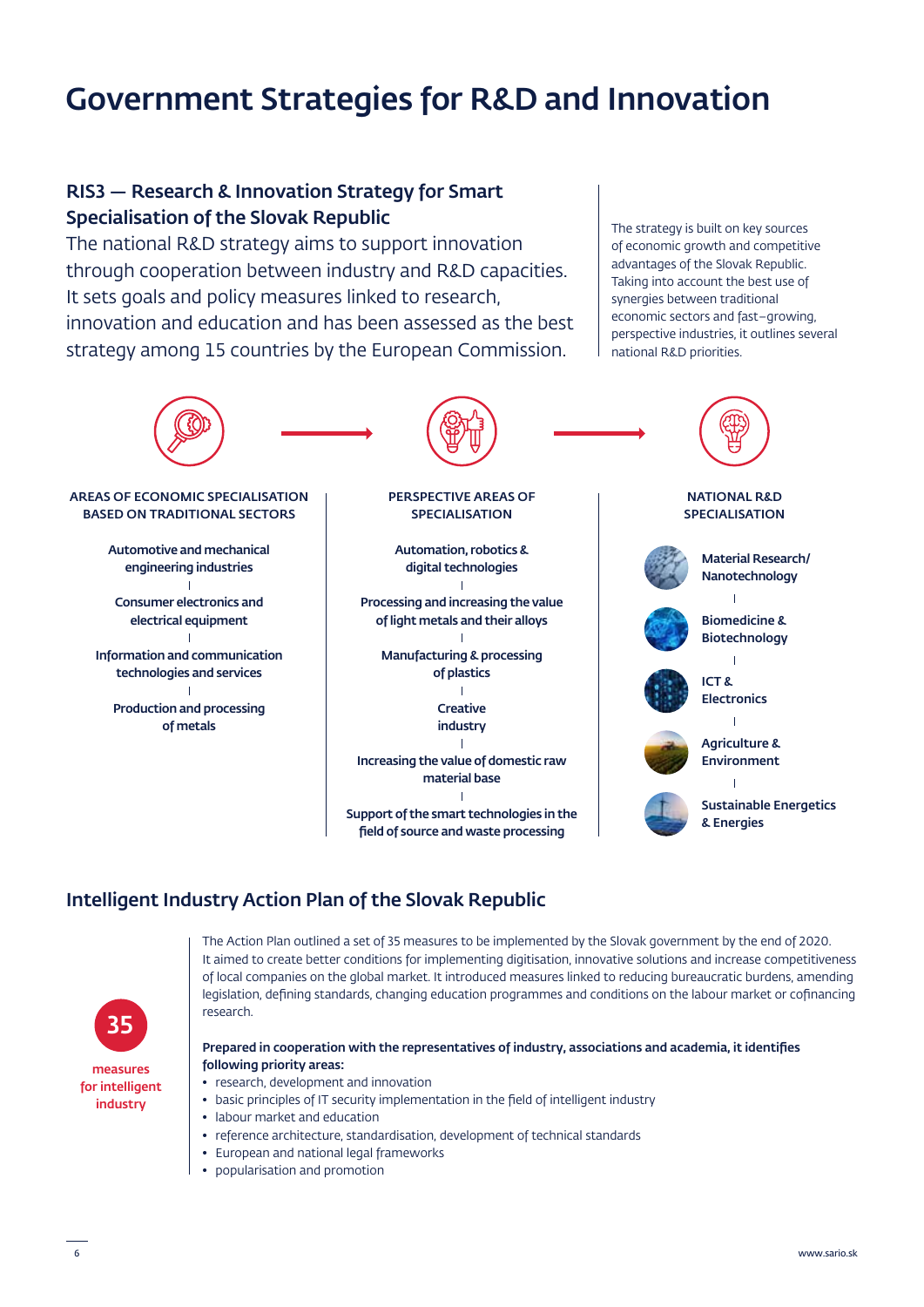# Government Strategies for R&D and Innovation

## RIS3 — Research & Innovation Strategy for Smart Specialisation of the Slovak Republic

The national R&D strategy aims to support innovation through cooperation between industry and R&D capacities. It sets goals and policy measures linked to research, innovation and education and has been assessed as the best strategy among 15 countries by the European Commission.

The strategy is built on key sources of economic growth and competitive advantages of the Slovak Republic. Taking into account the best use of synergies between traditional economic sectors and fast–growing, perspective industries, it outlines several national R&D priorities.

### AREAS OF ECONOMIC SPECIALISATION BASED ON TRADITIONAL SECTORS

- **Automotive and mechanical engineering industries**
- **Consumer electronics and electrical equipment**
- **Information and communication technologies and services**
- **Production and processing of metals**

### PERSPECTIVE AREAS OF SPECIALISATION

- **Automation, robotics & digital technologies**
- **Processing and increasing the value of light metals and their alloys**
- **Manufacturing & processing of plastics**
- **Creative industry**
- **Increasing the value of domestic raw material base**
- **Support of the smart technologies in the field of source and waste processing**

### NATIONAL R&D SPECIALISATION

- **Material Research/ Nanotechnology**
- **Biomedicine & Biotechnology**
- **ICT & Electronics**
- **Agriculture & Environment**
- **Sustainable Energetics & Energies**

## Intelligent Industry Action Plan of the Slovak Republic

**35 measures for intelligent industry**

The Action Plan outlined a set of 35 measures to be implemented by the Slovak government by the end of 2020. It aimed to create better conditions for implementing digitisation, innovative solutions and increase competitiveness of local companies on the global market. It introduced measures linked to reducing bureaucratic burdens, amending legislation, defining standards, changing education programmes and conditions on the labour market or cofinancing research.

**Prepared in cooperation with the representatives of industry, associations and academia, it identifies following priority areas:**

- research, development and innovation
- basic principles of IT security implementation in the field of intelligent industry
- labour market and education
- reference architecture, standardisation, development of technical standards
- European and national legal frameworks
- popularisation and promotion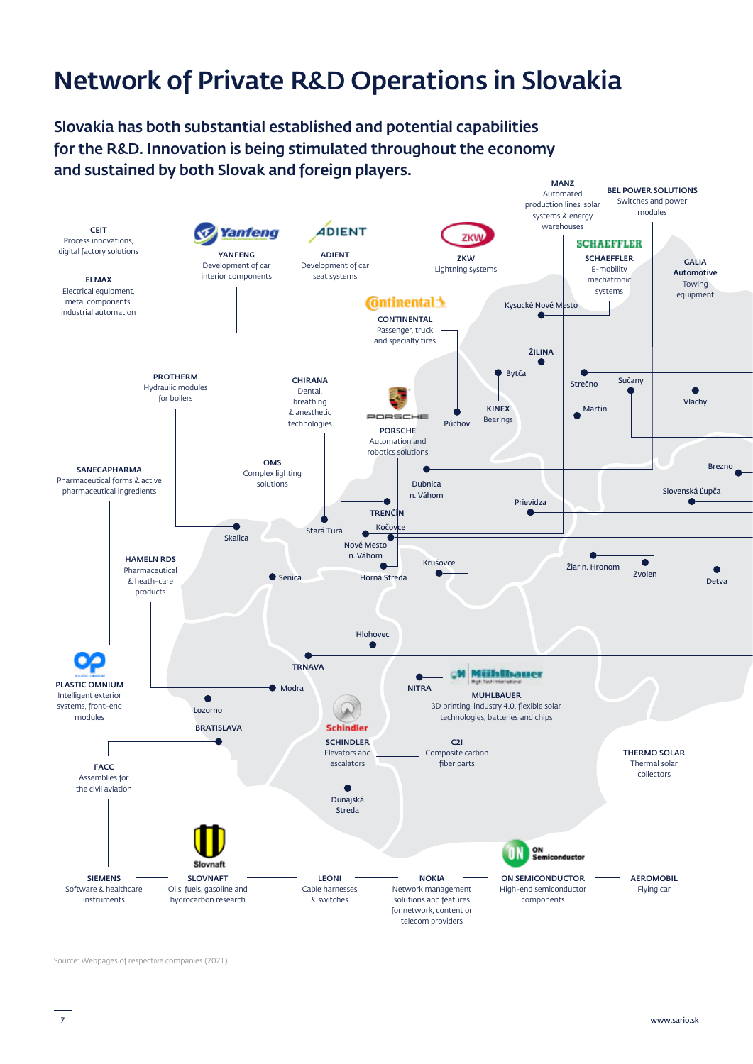# Network of Private R&D Operations in Slovakia

**Slovakia has both substantial established and potential capabilities for the R&D. Innovation is being stimulated throughout the economy and sustained by both Slovak and foreign players.**

**CEIT**
Process innovations, digital factory solutions

**ELMAX**
Electrical equipment, metal components, industrial automation

**YANFENG**
Development of car interior components

**ADIENT**
Development of car seat systems

**ZKW**
Lightning systems

**MANZ**
Automated production lines, solar systems & energy warehouses

**BEL POWER SOLUTIONS**
Switches and power modules

**SCHAEFFLER**
E-mobility mechatronic systems

**GALIA Automotive**
Towing equipment

**CONTINENTAL**
Passenger, truck and specialty tires

**PROTHERM**
Hydraulic modules for boilers

**CHIRANA**
Dental, breathing & anesthetic technologies

**PORSCHE**
Automation and robotics solutions

**KINEX**
Bearings

**SANECAPHARMA**
Pharmaceutical forms & active pharmaceutical ingredients

**OMS**
Complex lighting solutions

**HAMELN RDS**
Pharmaceutical & heath-care products

**PLASTIC OMNIUM**
Intelligent exterior systems, front-end modules

**MUHLBAUER**
3D printing, industry 4.0, flexible solar technologies, batteries and chips

**FACC**
Assemblies for the civil aviation

**SCHINDLER**
Elevators and escalators

**C2I**
Composite carbon fiber parts

**THERMO SOLAR**
Thermal solar collectors

**SIEMENS**
Software & healthcare instruments

**SLOVNAFT**
Oils, fuels, gasoline and hydrocarbon research

**LEONI**
Cable harnesses & switches

**NOKIA**
Network management solutions and features for network, content or telecom providers

**ON SEMICONDUCTOR**
High-end semiconductor components

**AEROMOBIL**
Flying car

Locations: Kysucké Nové Mesto, ŽILINA, Bytča, Strečno, Sučany, Martin, Vlachy, Púchov, Brezno, Slovenská Ľupča, Dubnica n. Váhom, Prievidza, TRENČÍN, Kočovce, Stará Turá, Skalica, Nové Mesto n. Váhom, Krušovce, Žiar n. Hronom, Zvolen, Detva, Senica, Horná Streda, Hlohovec, TRNAVA, Modra, NITRA, Lozorno, BRATISLAVA, Dunajská Streda

Source: Webpages of respective companies (2021)

www.sario.sk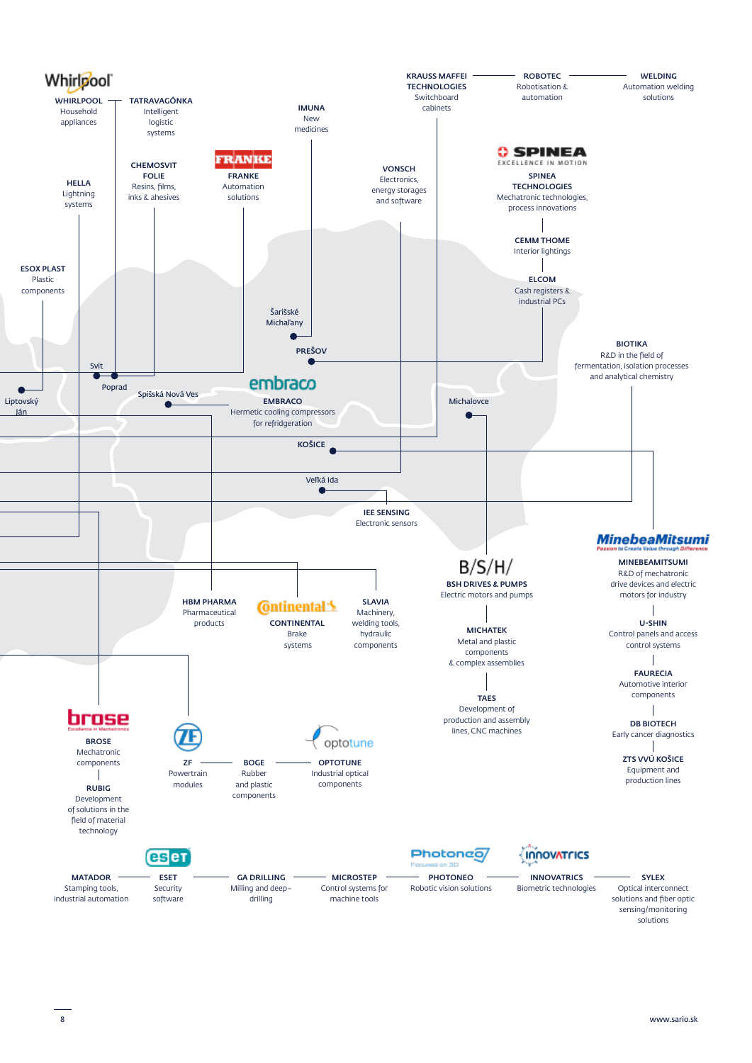**WHIRLPOOL**
Household appliances

**TATRAVAGÓNKA**
Intelligent logistic systems

**IMUNA**
New medicines

**KRAUSS MAFFEI TECHNOLOGIES**
Switchboard cabinets

**ROBOTEC**
Robotisation & automation

**WELDING**
Automation welding solutions

**CHEMOSVIT FOLIE**
Resins, films, inks & ahesives

**FRANKE**
Automation solutions

**VONSCH**
Electronics, energy storages and software

**SPINEA TECHNOLOGIES**
Mechatronic technologies, process innovations

**HELLA**
Lightning systems

**CEMM THOME**
Interior lightings

**ELCOM**
Cash registers & industrial PCs

**ESOX PLAST**
Plastic components

Šarišské Michaľany

PREŠOV

**BIOTIKA**
R&D in the field of fermentation, isolation processes and analytical chemistry

Svit

Poprad

Liptovský Ján

Spišská Nová Ves

**EMBRACO**
Hermetic cooling compressors for refridgeration

Michalovce

KOŠICE

Veľká Ida

**IEE SENSING**
Electronic sensors

**MINEBEAMITSUMI**
R&D of mechatronic drive devices and electric motors for industry

**BSH DRIVES & PUMPS**
Electric motors and pumps

**HBM PHARMA**
Pharmaceutical products

**CONTINENTAL**
Brake systems

**SLAVIA**
Machinery, welding tools, hydraulic components

**MICHATEK**
Metal and plastic components & complex assemblies

**U-SHIN**
Control panels and access control systems

**FAURECIA**
Automotive interior components

**TAES**
Development of production and assembly lines, CNC machines

**DB BIOTECH**
Early cancer diagnostics

**ZTS VVÚ KOŠICE**
Equipment and production lines

**BROSE**
Mechatronic components

**RUBIG**
Development of solutions in the field of material technology

**ZF**
Powertrain modules

**BOGE**
Rubber and plastic components

**OPTOTUNE**
Industrial optical components

**MATADOR**
Stamping tools, industrial automation

**ESET**
Security software

**GA DRILLING**
Milling and deep–drilling

**MICROSTEP**
Control systems for machine tools

**PHOTONEO**
Robotic vision solutions

**INNOVATRICS**
Biometric technologies

**SYLEX**
Optical interconnect solutions and fiber optic sensing/monitoring solutions

www.sario.sk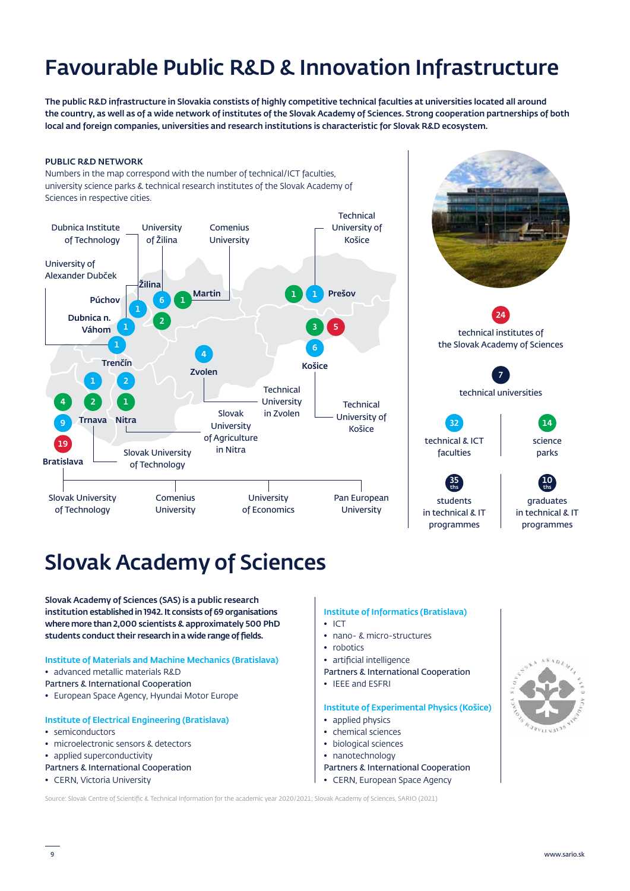# Favourable Public R&D & Innovation Infrastructure

**The public R&D infrastructure in Slovakia consists of highly competitive technical faculties at universities located all around the country, as well as of a wide network of institutes of the Slovak Academy of Sciences. Strong cooperation partnerships of both local and foreign companies, universities and research institutions is characteristic for Slovak R&D ecosystem.**

PUBLIC R&D NETWORK

Numbers in the map correspond with the number of technical/ICT faculties, university science parks & technical research institutes of the Slovak Academy of Sciences in respective cities.

Dubnica Institute of Technology

University of Žilina

Comenius University

Technical University of Košice

University of Alexander Dubček

Žilina 6 2

Martin 1

Prešov 1 1

Púchov 1

Dubnica n. Váhom 1

Trenčín 1

Zvolen 4

Košice 3 5 6

Trnava 1 2

Nitra 2 1

Bratislava 4 9 19

Technical University in Zvolen

Technical University of Košice

Slovak University of Agriculture in Nitra

Slovak University of Technology

Slovak University of Technology

Comenius University

University of Economics

Pan European University

**24** technical institutes of the Slovak Academy of Sciences

**7** technical universities

**32** technical & ICT faculties

**14** science parks

**35 ths** students in technical & IT programmes

**10 ths** graduates in technical & IT programmes

# Slovak Academy of Sciences

**Slovak Academy of Sciences (SAS) is a public research institution established in 1942. It consists of 69 organisations where more than 2,000 scientists & approximately 500 PhD students conduct their research in a wide range of fields.**

**Institute of Materials and Machine Mechanics (Bratislava)**

- advanced metallic materials R&D

Partners & International Cooperation

- European Space Agency, Hyundai Motor Europe

**Institute of Electrical Engineering (Bratislava)**

- semiconductors
- microelectronic sensors & detectors
- applied superconductivity

Partners & International Cooperation

- CERN, Victoria University

**Institute of Informatics (Bratislava)**

- ICT
- nano- & micro-structures
- robotics
- artificial intelligence

Partners & International Cooperation

- IEEE and ESFRI

**Institute of Experimental Physics (Košice)**

- applied physics
- chemical sciences
- biological sciences
- nanotechnology

Partners & International Cooperation

- CERN, European Space Agency

Source: Slovak Centre of Scientific & Technical Information for the academic year 2020/2021; Slovak Academy of Sciences, SARIO (2021)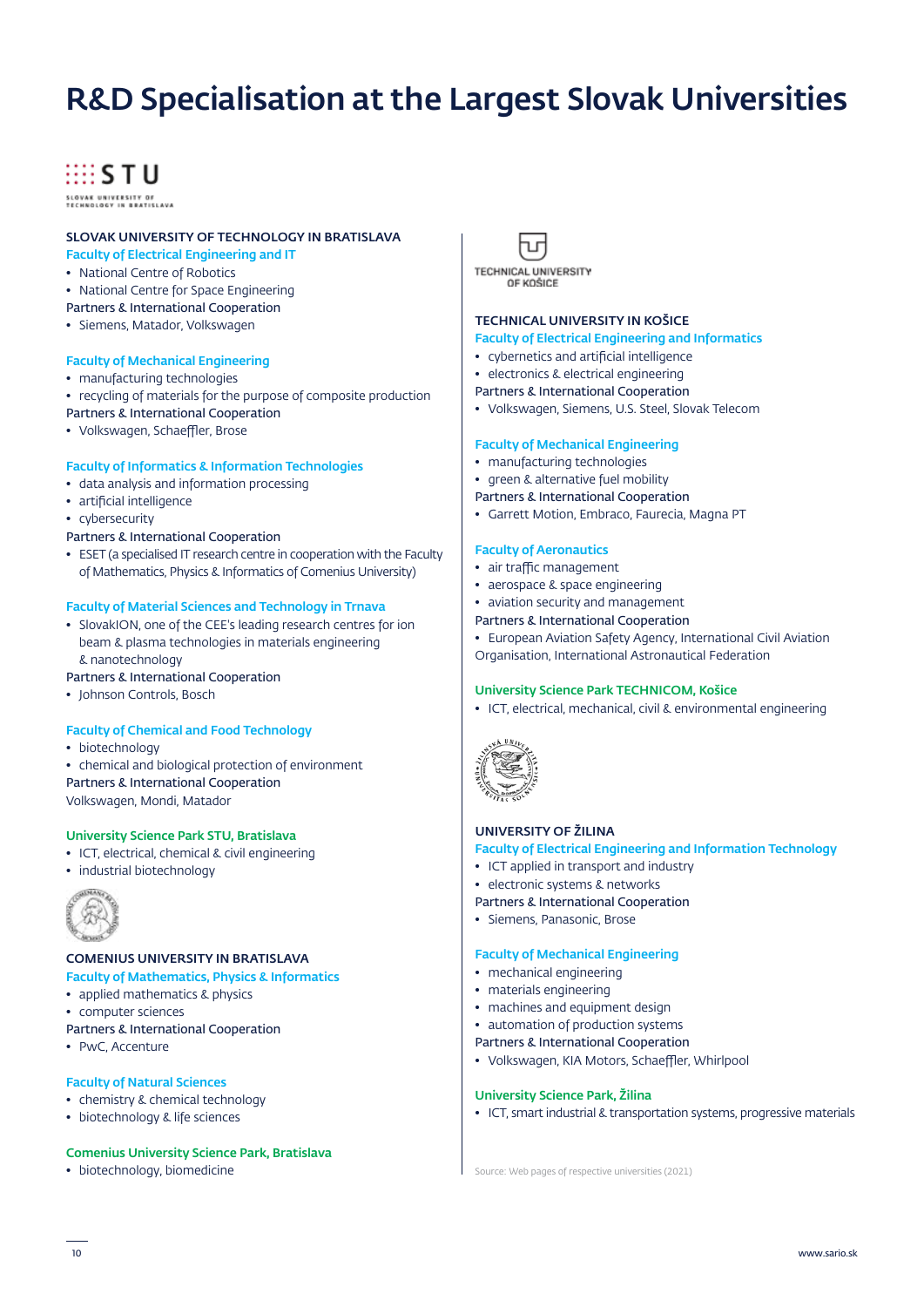# R&D Specialisation at the Largest Slovak Universities

STU
SLOVAK UNIVERSITY OF TECHNOLOGY IN BRATISLAVA

### SLOVAK UNIVERSITY OF TECHNOLOGY IN BRATISLAVA

**Faculty of Electrical Engineering and IT**

- National Centre of Robotics
- National Centre for Space Engineering

Partners & International Cooperation

- Siemens, Matador, Volkswagen

**Faculty of Mechanical Engineering**

- manufacturing technologies
- recycling of materials for the purpose of composite production

Partners & International Cooperation

- Volkswagen, Schaeffler, Brose

**Faculty of Informatics & Information Technologies**

- data analysis and information processing
- artificial intelligence
- cybersecurity

Partners & International Cooperation

- ESET (a specialised IT research centre in cooperation with the Faculty of Mathematics, Physics & Informatics of Comenius University)

**Faculty of Material Sciences and Technology in Trnava**

- SlovakION, one of the CEE's leading research centres for ion beam & plasma technologies in materials engineering & nanotechnology

Partners & International Cooperation

- Johnson Controls, Bosch

**Faculty of Chemical and Food Technology**

- biotechnology
- chemical and biological protection of environment

Partners & International Cooperation

Volkswagen, Mondi, Matador

**University Science Park STU, Bratislava**

- ICT, electrical, chemical & civil engineering
- industrial biotechnology

### COMENIUS UNIVERSITY IN BRATISLAVA

**Faculty of Mathematics, Physics & Informatics**

- applied mathematics & physics
- computer sciences

Partners & International Cooperation

- PwC, Accenture

**Faculty of Natural Sciences**

- chemistry & chemical technology
- biotechnology & life sciences

**Comenius University Science Park, Bratislava**

- biotechnology, biomedicine

TECHNICAL UNIVERSITY OF KOŠICE

### TECHNICAL UNIVERSITY IN KOŠICE

**Faculty of Electrical Engineering and Informatics**

- cybernetics and artificial intelligence
- electronics & electrical engineering

Partners & International Cooperation

- Volkswagen, Siemens, U.S. Steel, Slovak Telecom

**Faculty of Mechanical Engineering**

- manufacturing technologies
- green & alternative fuel mobility

Partners & International Cooperation

- Garrett Motion, Embraco, Faurecia, Magna PT

**Faculty of Aeronautics**

- air traffic management
- aerospace & space engineering
- aviation security and management

Partners & International Cooperation

- European Aviation Safety Agency, International Civil Aviation Organisation, International Astronautical Federation

**University Science Park TECHNICOM, Košice**

- ICT, electrical, mechanical, civil & environmental engineering

### UNIVERSITY OF ŽILINA

**Faculty of Electrical Engineering and Information Technology**

- ICT applied in transport and industry
- electronic systems & networks

Partners & International Cooperation

- Siemens, Panasonic, Brose

**Faculty of Mechanical Engineering**

- mechanical engineering
- materials engineering
- machines and equipment design
- automation of production systems

Partners & International Cooperation

- Volkswagen, KIA Motors, Schaeffler, Whirlpool

**University Science Park, Žilina**

- ICT, smart industrial & transportation systems, progressive materials

Source: Web pages of respective universities (2021)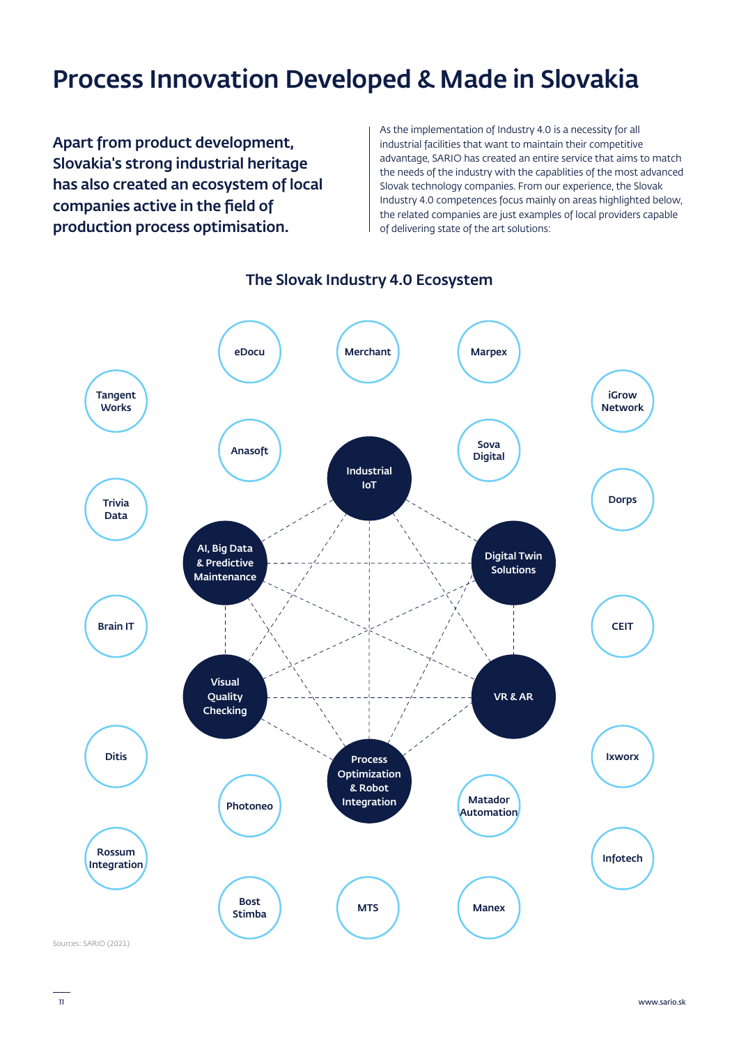# Process Innovation Developed & Made in Slovakia

**Apart from product development, Slovakia's strong industrial heritage has also created an ecosystem of local companies active in the field of production process optimisation.**

As the implementation of Industry 4.0 is a necessity for all industrial facilities that want to maintain their competitive advantage, SARIO has created an entire service that aims to match the needs of the industry with the capablities of the most advanced Slovak technology companies. From our experience, the Slovak Industry 4.0 competences focus mainly on areas highlighted below, the related companies are just examples of local providers capable of delivering state of the art solutions:

## The Slovak Industry 4.0 Ecosystem

Core areas:

- Industrial IoT
- Digital Twin Solutions
- VR & AR
- Process Optimization & Robot Integration
- Visual Quality Checking
- AI, Big Data & Predictive Maintenance

Companies:

- eDocu
- Merchant
- Marpex
- Tangent Works
- iGrow Network
- Anasoft
- Sova Digital
- Trivia Data
- Dorps
- Brain IT
- CEIT
- Ditis
- Ixworx
- Photoneo
- Matador Automation
- Rossum Integration
- Infotech
- Bost Stimba
- MTS
- Manex

Sources: SARIO (2021)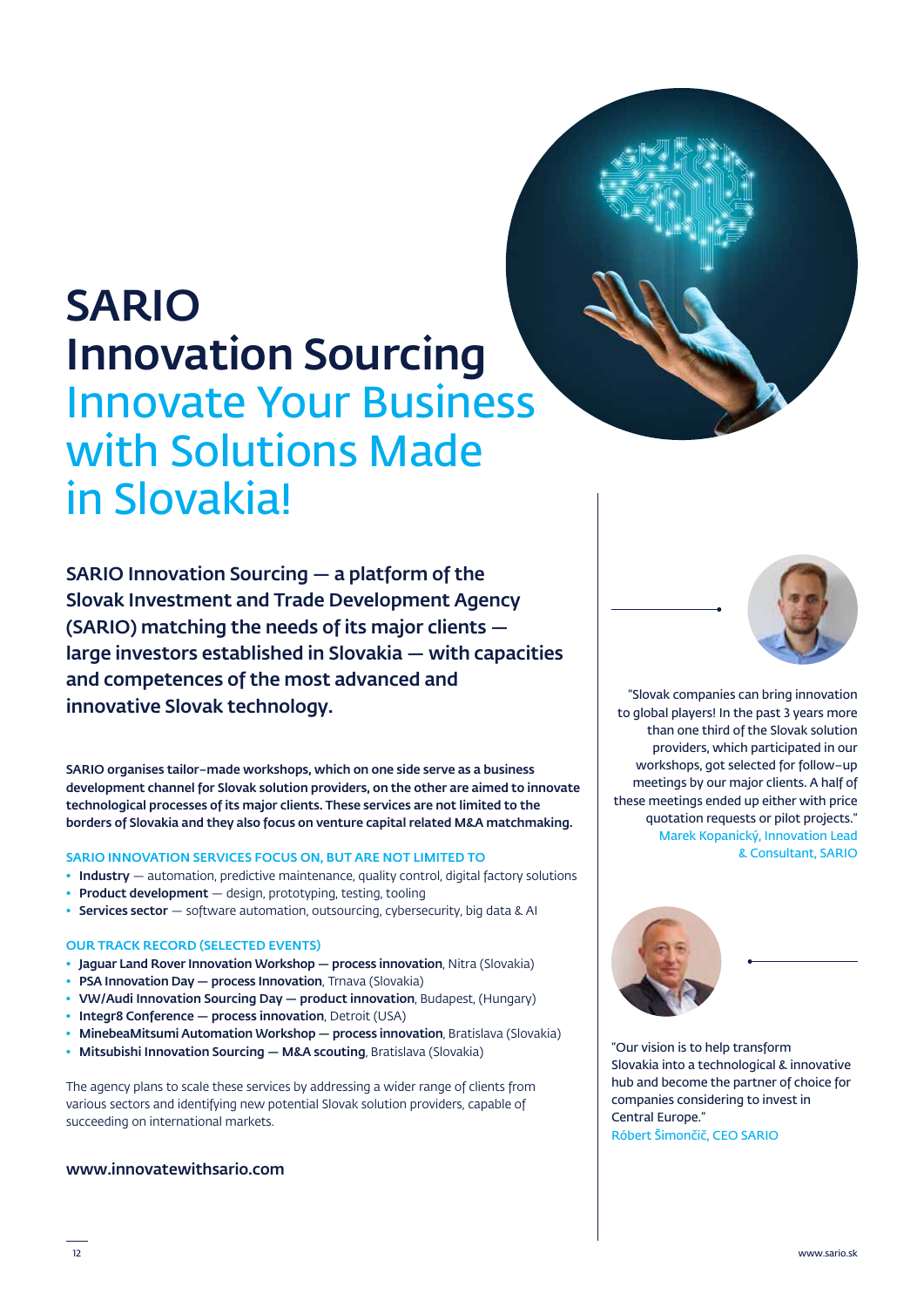# SARIO Innovation Sourcing

## Innovate Your Business with Solutions Made in Slovakia!

**SARIO Innovation Sourcing — a platform of the Slovak Investment and Trade Development Agency (SARIO) matching the needs of its major clients — large investors established in Slovakia — with capacities and competences of the most advanced and innovative Slovak technology.**

**SARIO organises tailor–made workshops, which on one side serve as a business development channel for Slovak solution providers, on the other are aimed to innovate technological processes of its major clients. These services are not limited to the borders of Slovakia and they also focus on venture capital related M&A matchmaking.**

### SARIO INNOVATION SERVICES FOCUS ON, BUT ARE NOT LIMITED TO

- **Industry** — automation, predictive maintenance, quality control, digital factory solutions
- **Product development** — design, prototyping, testing, tooling
- **Services sector** — software automation, outsourcing, cybersecurity, big data & AI

### OUR TRACK RECORD (SELECTED EVENTS)

- **Jaguar Land Rover Innovation Workshop — process innovation**, Nitra (Slovakia)
- **PSA Innovation Day — process Innovation**, Trnava (Slovakia)
- **VW/Audi Innovation Sourcing Day — product innovation**, Budapest, (Hungary)
- **Integr8 Conference — process innovation**, Detroit (USA)
- **MinebeaMitsumi Automation Workshop — process innovation**, Bratislava (Slovakia)
- **Mitsubishi Innovation Sourcing — M&A scouting**, Bratislava (Slovakia)

The agency plans to scale these services by addressing a wider range of clients from various sectors and identifying new potential Slovak solution providers, capable of succeeding on international markets.

**www.innovatewithsario.com**

"Slovak companies can bring innovation to global players! In the past 3 years more than one third of the Slovak solution providers, which participated in our workshops, got selected for follow–up meetings by our major clients. A half of these meetings ended up either with price quotation requests or pilot projects."
Marek Kopanický, Innovation Lead & Consultant, SARIO

"Our vision is to help transform Slovakia into a technological & innovative hub and become the partner of choice for companies considering to invest in Central Europe."
Róbert Šimončič, CEO SARIO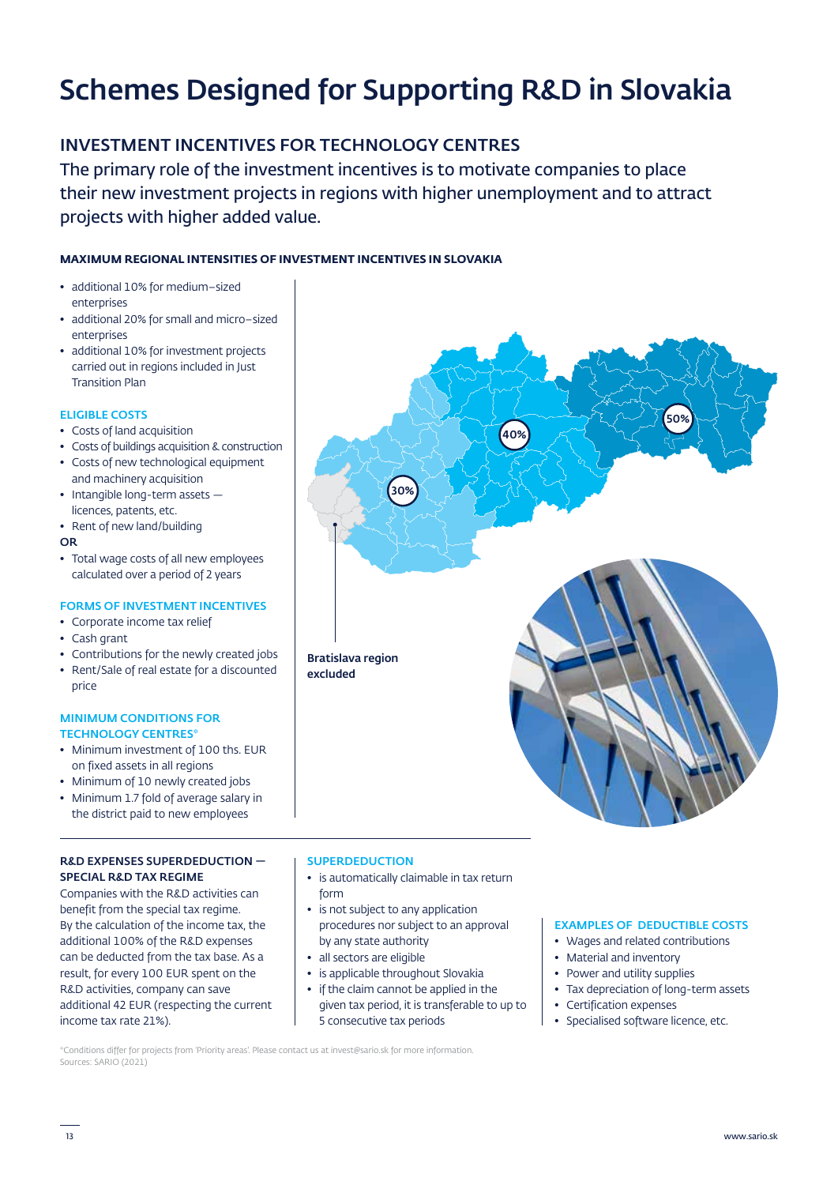# Schemes Designed for Supporting R&D in Slovakia

## INVESTMENT INCENTIVES FOR TECHNOLOGY CENTRES

The primary role of the investment incentives is to motivate companies to place their new investment projects in regions with higher unemployment and to attract projects with higher added value.

#### MAXIMUM REGIONAL INTENSITIES OF INVESTMENT INCENTIVES IN SLOVAKIA

- additional 10% for medium–sized enterprises
- additional 20% for small and micro–sized enterprises
- additional 10% for investment projects carried out in regions included in Just Transition Plan

30%

40%

50%

Bratislava region excluded

#### ELIGIBLE COSTS

- Costs of land acquisition
- Costs of buildings acquisition & construction
- Costs of new technological equipment and machinery acquisition
- Intangible long-term assets — licences, patents, etc.
- Rent of new land/building

**OR**

- Total wage costs of all new employees calculated over a period of 2 years

#### FORMS OF INVESTMENT INCENTIVES

- Corporate income tax relief
- Cash grant
- Contributions for the newly created jobs
- Rent/Sale of real estate for a discounted price

#### MINIMUM CONDITIONS FOR TECHNOLOGY CENTRES*

- Minimum investment of 100 ths. EUR on fixed assets in all regions
- Minimum of 10 newly created jobs
- Minimum 1.7 fold of average salary in the district paid to new employees

#### R&D EXPENSES SUPERDEDUCTION — SPECIAL R&D TAX REGIME

Companies with the R&D activities can benefit from the special tax regime. By the calculation of the income tax, the additional 100% of the R&D expenses can be deducted from the tax base. As a result, for every 100 EUR spent on the R&D activities, company can save additional 42 EUR (respecting the current income tax rate 21%).

#### SUPERDEDUCTION

- is automatically claimable in tax return form
- is not subject to any application procedures nor subject to an approval by any state authority
- all sectors are eligible
- is applicable throughout Slovakia
- if the claim cannot be applied in the given tax period, it is transferable to up to 5 consecutive tax periods

#### EXAMPLES OF DEDUCTIBLE COSTS

- Wages and related contributions
- Material and inventory
- Power and utility supplies
- Tax depreciation of long-term assets
- Certification expenses
- Specialised software licence, etc.

*Conditions differ for projects from 'Priority areas'. Please contact us at invest@sario.sk for more information.
Sources: SARIO (2021)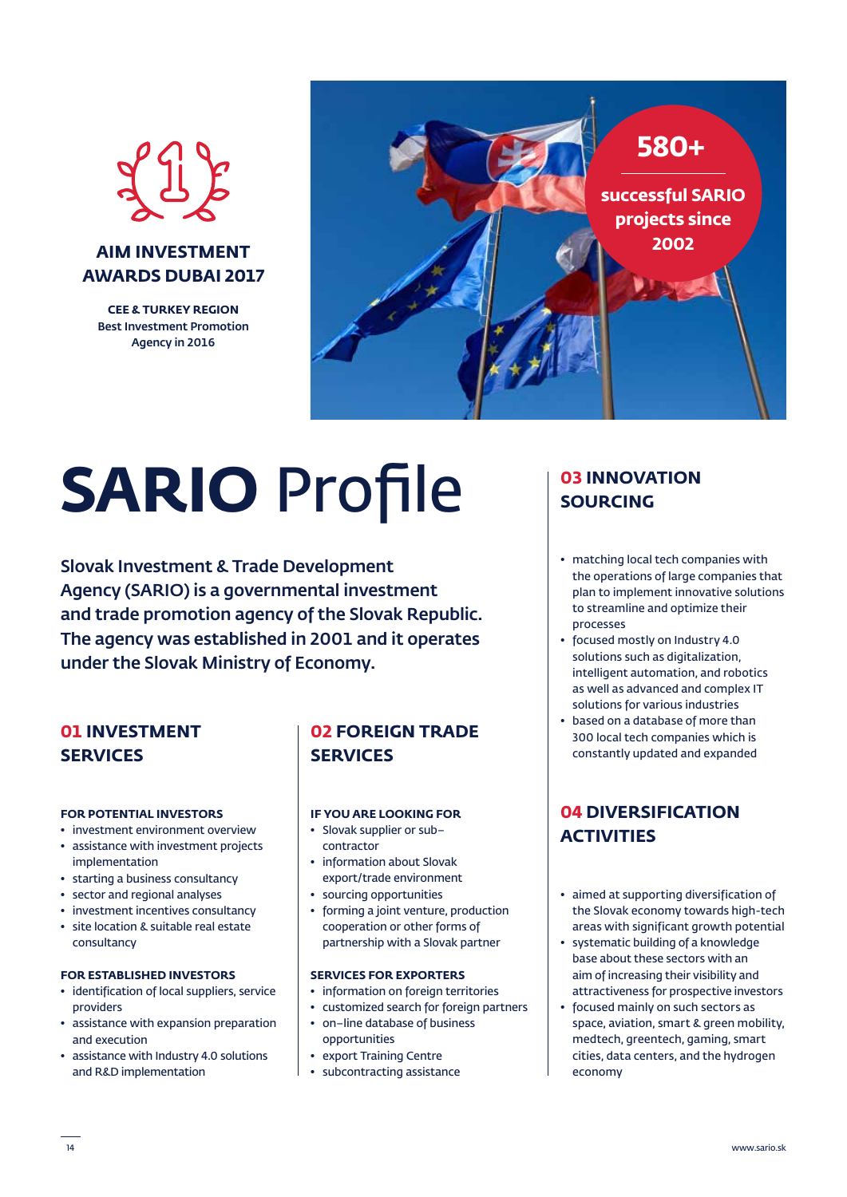**AIM INVESTMENT AWARDS DUBAI 2017**

**CEE & TURKEY REGION**
Best Investment Promotion Agency in 2016

**580+**

**successful SARIO projects since 2002**

# SARIO Profile

**Slovak Investment & Trade Development Agency (SARIO) is a governmental investment and trade promotion agency of the Slovak Republic. The agency was established in 2001 and it operates under the Slovak Ministry of Economy.**

## 01 INVESTMENT SERVICES

**FOR POTENTIAL INVESTORS**

- investment environment overview
- assistance with investment projects implementation
- starting a business consultancy
- sector and regional analyses
- investment incentives consultancy
- site location & suitable real estate consultancy

**FOR ESTABLISHED INVESTORS**

- identification of local suppliers, service providers
- assistance with expansion preparation and execution
- assistance with Industry 4.0 solutions and R&D implementation

## 02 FOREIGN TRADE SERVICES

**IF YOU ARE LOOKING FOR**

- Slovak supplier or sub–contractor
- information about Slovak export/trade environment
- sourcing opportunities
- forming a joint venture, production cooperation or other forms of partnership with a Slovak partner

**SERVICES FOR EXPORTERS**

- information on foreign territories
- customized search for foreign partners
- on–line database of business opportunities
- export Training Centre
- subcontracting assistance

## 03 INNOVATION SOURCING

- matching local tech companies with the operations of large companies that plan to implement innovative solutions to streamline and optimize their processes
- focused mostly on Industry 4.0 solutions such as digitalization, intelligent automation, and robotics as well as advanced and complex IT solutions for various industries
- based on a database of more than 300 local tech companies which is constantly updated and expanded

## 04 DIVERSIFICATION ACTIVITIES

- aimed at supporting diversification of the Slovak economy towards high-tech areas with significant growth potential
- systematic building of a knowledge base about these sectors with an aim of increasing their visibility and attractiveness for prospective investors
- focused mainly on such sectors as space, aviation, smart & green mobility, medtech, greentech, gaming, smart cities, data centers, and the hydrogen economy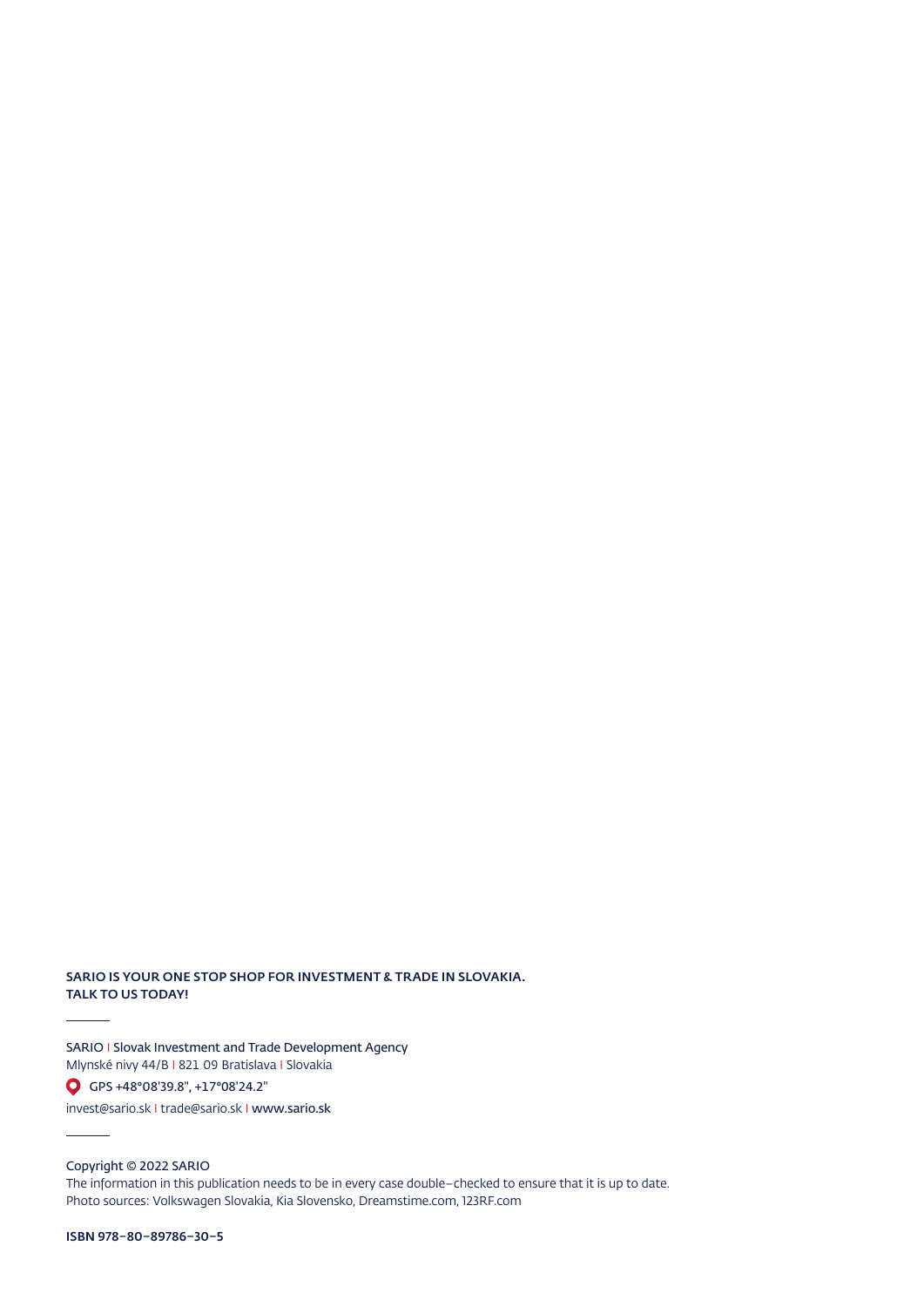**SARIO IS YOUR ONE STOP SHOP FOR INVESTMENT & TRADE IN SLOVAKIA.**
**TALK TO US TODAY!**

---

SARIO I Slovak Investment and Trade Development Agency
Mlynské nivy 44/B I 821 09 Bratislava I Slovakia

GPS +48°08'39.8", +17°08'24.2"

invest@sario.sk I trade@sario.sk I www.sario.sk

---

Copyright © 2022 SARIO
The information in this publication needs to be in every case double-checked to ensure that it is up to date.
Photo sources: Volkswagen Slovakia, Kia Slovensko, Dreamstime.com, 123RF.com

**ISBN 978-80-89786-30-5**